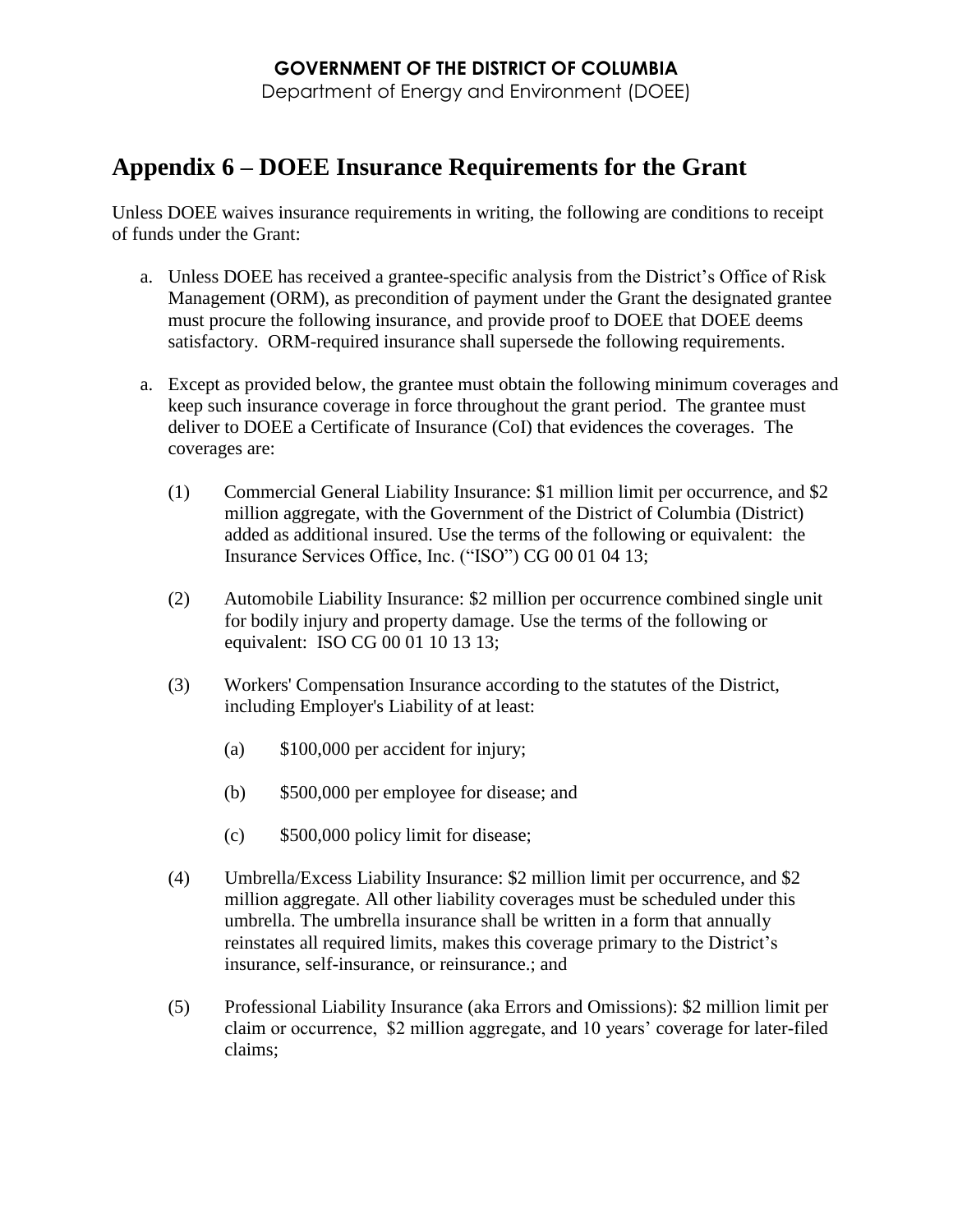**GOVERNMENT OF THE DISTRICT OF COLUMBIA**
Department of Energy and Environment (DOEE)

# Appendix 6 – DOEE Insurance Requirements for the Grant

Unless DOEE waives insurance requirements in writing, the following are conditions to receipt of funds under the Grant:

a. Unless DOEE has received a grantee-specific analysis from the District's Office of Risk Management (ORM), as precondition of payment under the Grant the designated grantee must procure the following insurance, and provide proof to DOEE that DOEE deems satisfactory. ORM-required insurance shall supersede the following requirements.

a. Except as provided below, the grantee must obtain the following minimum coverages and keep such insurance coverage in force throughout the grant period. The grantee must deliver to DOEE a Certificate of Insurance (CoI) that evidences the coverages. The coverages are:

  (1) Commercial General Liability Insurance: $1 million limit per occurrence, and $2 million aggregate, with the Government of the District of Columbia (District) added as additional insured. Use the terms of the following or equivalent: the Insurance Services Office, Inc. ("ISO") CG 00 01 04 13;

  (2) Automobile Liability Insurance: $2 million per occurrence combined single unit for bodily injury and property damage. Use the terms of the following or equivalent: ISO CG 00 01 10 13 13;

  (3) Workers' Compensation Insurance according to the statutes of the District, including Employer's Liability of at least:

    (a) $100,000 per accident for injury;

    (b) $500,000 per employee for disease; and

    (c) $500,000 policy limit for disease;

  (4) Umbrella/Excess Liability Insurance: $2 million limit per occurrence, and $2 million aggregate. All other liability coverages must be scheduled under this umbrella. The umbrella insurance shall be written in a form that annually reinstates all required limits, makes this coverage primary to the District's insurance, self-insurance, or reinsurance.; and

  (5) Professional Liability Insurance (aka Errors and Omissions): $2 million limit per claim or occurrence, $2 million aggregate, and 10 years' coverage for later-filed claims;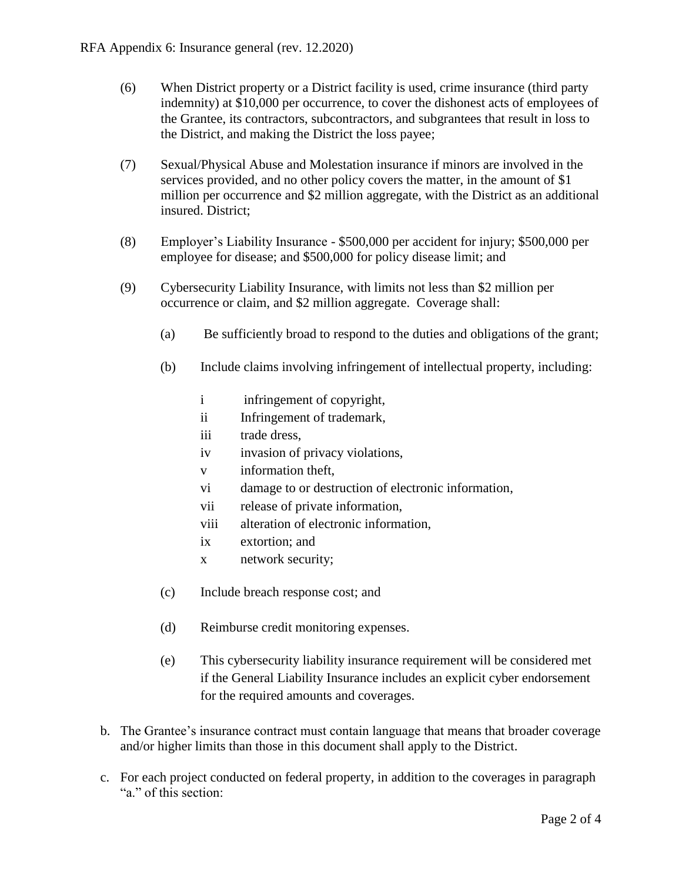(6) When District property or a District facility is used, crime insurance (third party indemnity) at $10,000 per occurrence, to cover the dishonest acts of employees of the Grantee, its contractors, subcontractors, and subgrantees that result in loss to the District, and making the District the loss payee;

(7) Sexual/Physical Abuse and Molestation insurance if minors are involved in the services provided, and no other policy covers the matter, in the amount of $1 million per occurrence and $2 million aggregate, with the District as an additional insured. District;

(8) Employer's Liability Insurance - $500,000 per accident for injury; $500,000 per employee for disease; and $500,000 for policy disease limit; and

(9) Cybersecurity Liability Insurance, with limits not less than $2 million per occurrence or claim, and $2 million aggregate. Coverage shall:

   (a) Be sufficiently broad to respond to the duties and obligations of the grant;

   (b) Include claims involving infringement of intellectual property, including:

      i infringement of copyright,
      ii Infringement of trademark,
      iii trade dress,
      iv invasion of privacy violations,
      v information theft,
      vi damage to or destruction of electronic information,
      vii release of private information,
      viii alteration of electronic information,
      ix extortion; and
      x network security;

   (c) Include breach response cost; and

   (d) Reimburse credit monitoring expenses.

   (e) This cybersecurity liability insurance requirement will be considered met if the General Liability Insurance includes an explicit cyber endorsement for the required amounts and coverages.

b. The Grantee's insurance contract must contain language that means that broader coverage and/or higher limits than those in this document shall apply to the District.

c. For each project conducted on federal property, in addition to the coverages in paragraph "a." of this section: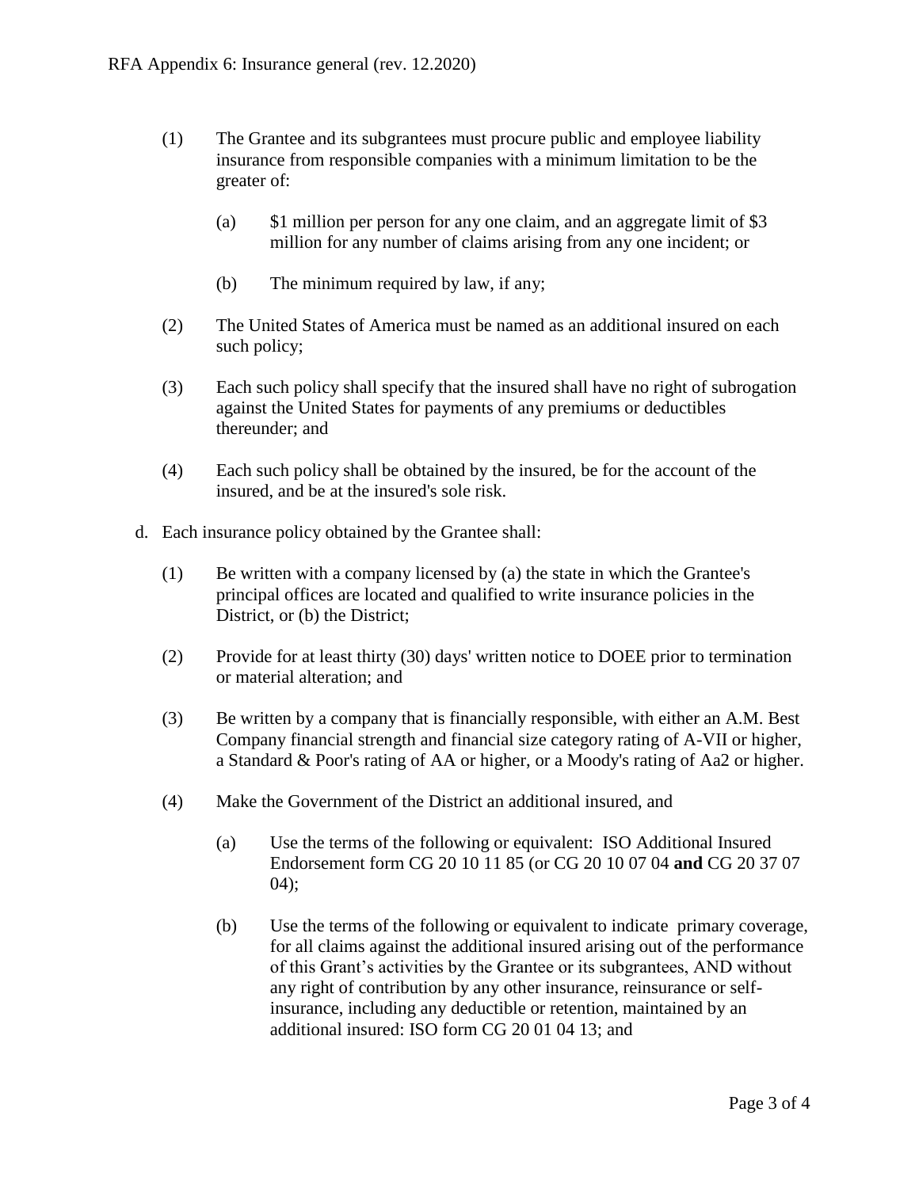(1) The Grantee and its subgrantees must procure public and employee liability insurance from responsible companies with a minimum limitation to be the greater of:

  (a) $1 million per person for any one claim, and an aggregate limit of $3 million for any number of claims arising from any one incident; or

  (b) The minimum required by law, if any;

(2) The United States of America must be named as an additional insured on each such policy;

(3) Each such policy shall specify that the insured shall have no right of subrogation against the United States for payments of any premiums or deductibles thereunder; and

(4) Each such policy shall be obtained by the insured, be for the account of the insured, and be at the insured's sole risk.

d. Each insurance policy obtained by the Grantee shall:

(1) Be written with a company licensed by (a) the state in which the Grantee's principal offices are located and qualified to write insurance policies in the District, or (b) the District;

(2) Provide for at least thirty (30) days' written notice to DOEE prior to termination or material alteration; and

(3) Be written by a company that is financially responsible, with either an A.M. Best Company financial strength and financial size category rating of A-VII or higher, a Standard & Poor's rating of AA or higher, or a Moody's rating of Aa2 or higher.

(4) Make the Government of the District an additional insured, and

  (a) Use the terms of the following or equivalent: ISO Additional Insured Endorsement form CG 20 10 11 85 (or CG 20 10 07 04 **and** CG 20 37 07 04);

  (b) Use the terms of the following or equivalent to indicate primary coverage, for all claims against the additional insured arising out of the performance of this Grant's activities by the Grantee or its subgrantees, AND without any right of contribution by any other insurance, reinsurance or self-insurance, including any deductible or retention, maintained by an additional insured: ISO form CG 20 01 04 13; and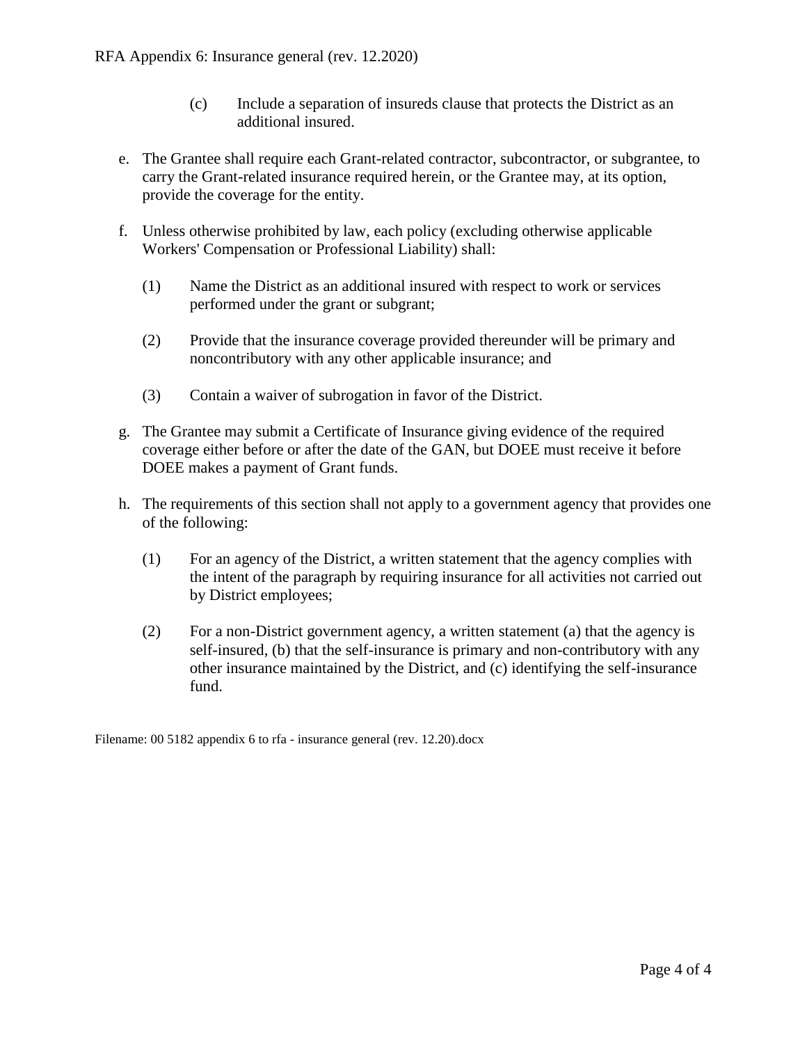(c) Include a separation of insureds clause that protects the District as an additional insured.

e. The Grantee shall require each Grant-related contractor, subcontractor, or subgrantee, to carry the Grant-related insurance required herein, or the Grantee may, at its option, provide the coverage for the entity.

f. Unless otherwise prohibited by law, each policy (excluding otherwise applicable Workers' Compensation or Professional Liability) shall:

(1) Name the District as an additional insured with respect to work or services performed under the grant or subgrant;

(2) Provide that the insurance coverage provided thereunder will be primary and noncontributory with any other applicable insurance; and

(3) Contain a waiver of subrogation in favor of the District.

g. The Grantee may submit a Certificate of Insurance giving evidence of the required coverage either before or after the date of the GAN, but DOEE must receive it before DOEE makes a payment of Grant funds.

h. The requirements of this section shall not apply to a government agency that provides one of the following:

(1) For an agency of the District, a written statement that the agency complies with the intent of the paragraph by requiring insurance for all activities not carried out by District employees;

(2) For a non-District government agency, a written statement (a) that the agency is self-insured, (b) that the self-insurance is primary and non-contributory with any other insurance maintained by the District, and (c) identifying the self-insurance fund.

Filename: 00 5182 appendix 6 to rfa - insurance general (rev. 12.20).docx